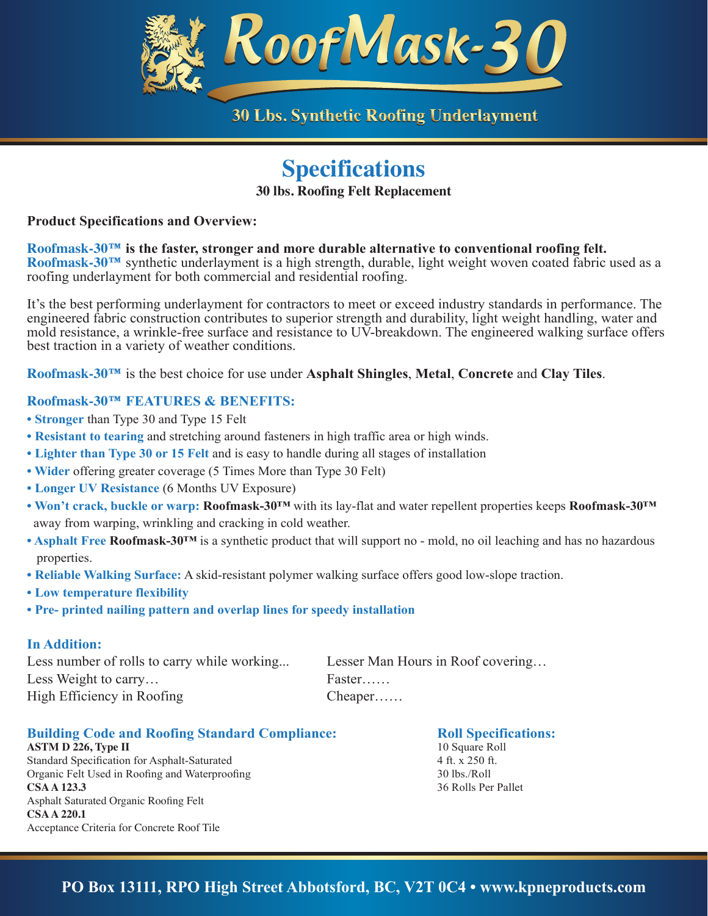# RoofMask-30

**30 Lbs. Synthetic Roofing Underlayment**

## Specifications

**30 lbs. Roofing Felt Replacement**

**Product Specifications and Overview:**

**Roofmask-30™ is the faster, stronger and more durable alternative to conventional roofing felt.**
**Roofmask-30™** synthetic underlayment is a high strength, durable, light weight woven coated fabric used as a roofing underlayment for both commercial and residential roofing.

It's the best performing underlayment for contractors to meet or exceed industry standards in performance. The engineered fabric construction contributes to superior strength and durability, light weight handling, water and mold resistance, a wrinkle-free surface and resistance to UV-breakdown. The engineered walking surface offers best traction in a variety of weather conditions.

**Roofmask-30™** is the best choice for use under **Asphalt Shingles**, **Metal**, **Concrete** and **Clay Tiles**.

### Roofmask-30™ FEATURES & BENEFITS:

- **Stronger** than Type 30 and Type 15 Felt
- **Resistant to tearing** and stretching around fasteners in high traffic area or high winds.
- **Lighter than Type 30 or 15 Felt** and is easy to handle during all stages of installation
- **Wider** offering greater coverage (5 Times More than Type 30 Felt)
- **Longer UV Resistance** (6 Months UV Exposure)
- **Won't crack, buckle or warp:** **Roofmask-30™** with its lay-flat and water repellent properties keeps **Roofmask-30™** away from warping, wrinkling and cracking in cold weather.
- **Asphalt Free** **Roofmask-30™** is a synthetic product that will support no - mold, no oil leaching and has no hazardous properties.
- **Reliable Walking Surface:** A skid-resistant polymer walking surface offers good low-slope traction.
- **Low temperature flexibility**
- **Pre- printed nailing pattern and overlap lines for speedy installation**

### In Addition:

Less number of rolls to carry while working...
Less Weight to carry…
High Efficiency in Roofing
Lesser Man Hours in Roof covering…
Faster……
Cheaper……

### Building Code and Roofing Standard Compliance:

**ASTM D 226, Type II**
Standard Specification for Asphalt-Saturated Organic Felt Used in Roofing and Waterproofing
**CSA A 123.3**
Asphalt Saturated Organic Roofing Felt
**CSA A 220.1**
Acceptance Criteria for Concrete Roof Tile

### Roll Specifications:

10 Square Roll
4 ft. x 250 ft.
30 lbs./Roll
36 Rolls Per Pallet

**PO Box 13111, RPO High Street Abbotsford, BC, V2T 0C4 • www.kpneproducts.com**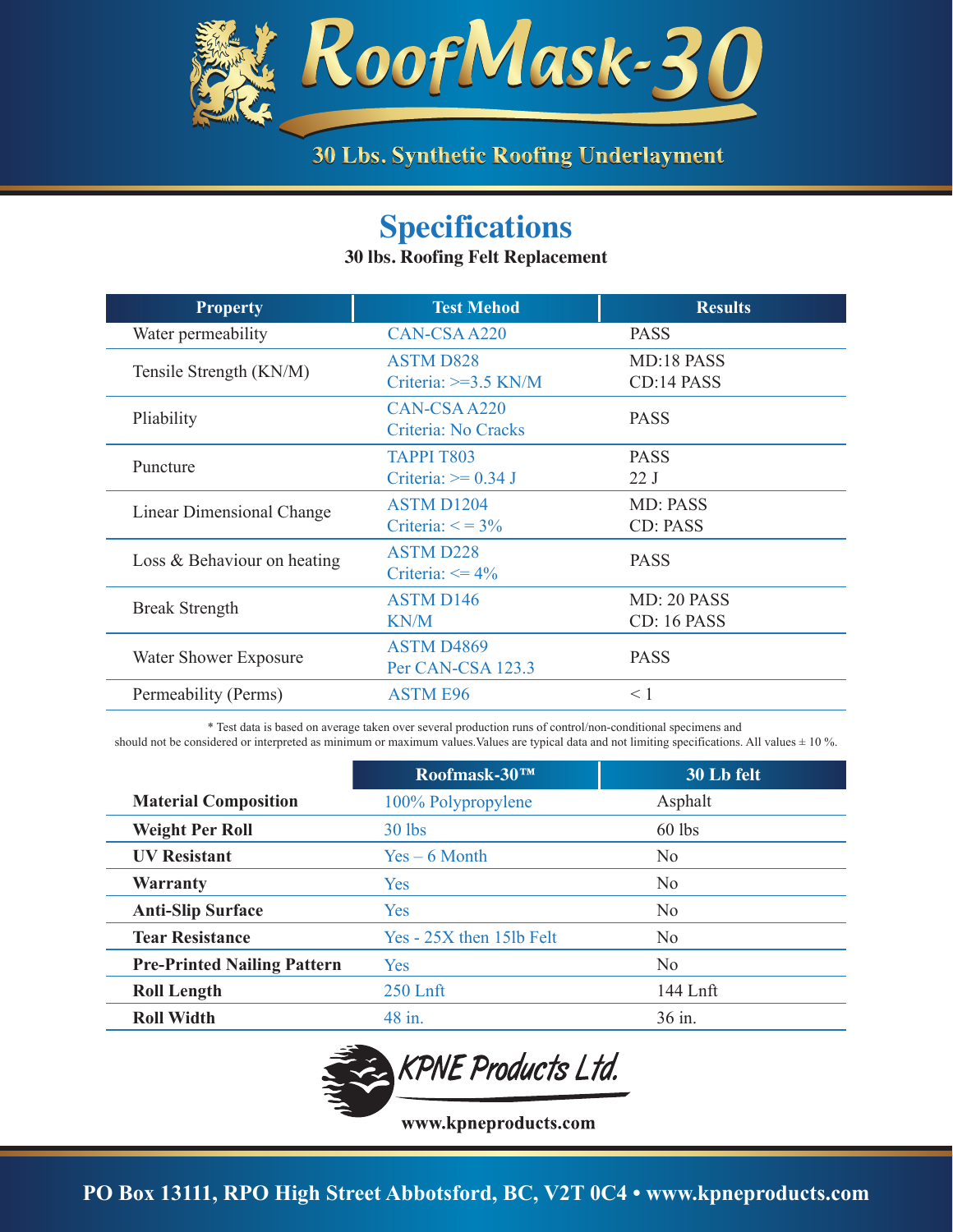# RoofMask-30

30 Lbs. Synthetic Roofing Underlayment

## Specifications

**30 lbs. Roofing Felt Replacement**

| Property | Test Mehod | Results |
|---|---|---|
| Water permeability | CAN-CSA A220 | PASS |
| Tensile Strength (KN/M) | ASTM D828<br>Criteria: >=3.5 KN/M | MD:18 PASS<br>CD:14 PASS |
| Pliability | CAN-CSA A220<br>Criteria: No Cracks | PASS |
| Puncture | TAPPI T803<br>Criteria: >= 0.34 J | PASS<br>22 J |
| Linear Dimensional Change | ASTM D1204<br>Criteria: < = 3% | MD: PASS<br>CD: PASS |
| Loss & Behaviour on heating | ASTM D228<br>Criteria: <= 4% | PASS |
| Break Strength | ASTM D146<br>KN/M | MD: 20 PASS<br>CD: 16 PASS |
| Water Shower Exposure | ASTM D4869<br>Per CAN-CSA 123.3 | PASS |
| Permeability (Perms) | ASTM E96 | < 1 |

\* Test data is based on average taken over several production runs of control/non-conditional specimens and should not be considered or interpreted as minimum or maximum values.Values are typical data and not limiting specifications. All values ± 10 %.

| | Roofmask-30™ | 30 Lb felt |
|---|---|---|
| **Material Composition** | 100% Polypropylene | Asphalt |
| **Weight Per Roll** | 30 lbs | 60 lbs |
| **UV Resistant** | Yes – 6 Month | No |
| **Warranty** | Yes | No |
| **Anti-Slip Surface** | Yes | No |
| **Tear Resistance** | Yes - 25X then 15lb Felt | No |
| **Pre-Printed Nailing Pattern** | Yes | No |
| **Roll Length** | 250 Lnft | 144 Lnft |
| **Roll Width** | 48 in. | 36 in. |

KPNE Products Ltd.

www.kpneproducts.com

PO Box 13111, RPO High Street Abbotsford, BC, V2T 0C4 • www.kpneproducts.com